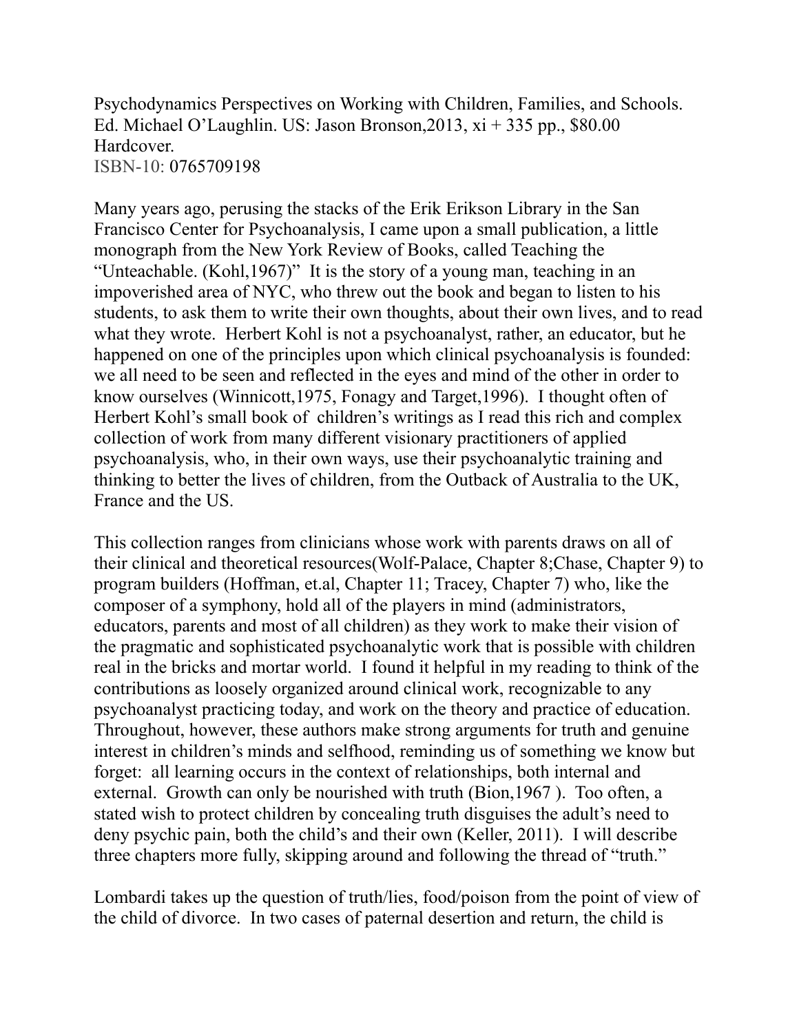Psychodynamics Perspectives on Working with Children, Families, and Schools. Ed. Michael O'Laughlin. US: Jason Bronson,2013, xi + 335 pp., $80.00 Hardcover.
ISBN-10: 0765709198

Many years ago, perusing the stacks of the Erik Erikson Library in the San Francisco Center for Psychoanalysis, I came upon a small publication, a little monograph from the New York Review of Books, called Teaching the "Unteachable. (Kohl,1967)" It is the story of a young man, teaching in an impoverished area of NYC, who threw out the book and began to listen to his students, to ask them to write their own thoughts, about their own lives, and to read what they wrote. Herbert Kohl is not a psychoanalyst, rather, an educator, but he happened on one of the principles upon which clinical psychoanalysis is founded: we all need to be seen and reflected in the eyes and mind of the other in order to know ourselves (Winnicott,1975, Fonagy and Target,1996). I thought often of Herbert Kohl's small book of children's writings as I read this rich and complex collection of work from many different visionary practitioners of applied psychoanalysis, who, in their own ways, use their psychoanalytic training and thinking to better the lives of children, from the Outback of Australia to the UK, France and the US.

This collection ranges from clinicians whose work with parents draws on all of their clinical and theoretical resources(Wolf-Palace, Chapter 8;Chase, Chapter 9) to program builders (Hoffman, et.al, Chapter 11; Tracey, Chapter 7) who, like the composer of a symphony, hold all of the players in mind (administrators, educators, parents and most of all children) as they work to make their vision of the pragmatic and sophisticated psychoanalytic work that is possible with children real in the bricks and mortar world. I found it helpful in my reading to think of the contributions as loosely organized around clinical work, recognizable to any psychoanalyst practicing today, and work on the theory and practice of education. Throughout, however, these authors make strong arguments for truth and genuine interest in children's minds and selfhood, reminding us of something we know but forget: all learning occurs in the context of relationships, both internal and external. Growth can only be nourished with truth (Bion,1967 ). Too often, a stated wish to protect children by concealing truth disguises the adult's need to deny psychic pain, both the child's and their own (Keller, 2011). I will describe three chapters more fully, skipping around and following the thread of "truth."

Lombardi takes up the question of truth/lies, food/poison from the point of view of the child of divorce. In two cases of paternal desertion and return, the child is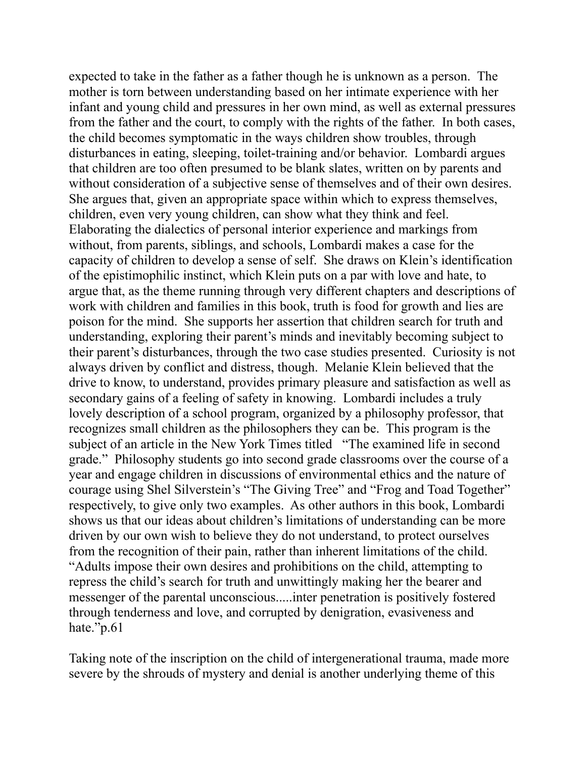expected to take in the father as a father though he is unknown as a person. The mother is torn between understanding based on her intimate experience with her infant and young child and pressures in her own mind, as well as external pressures from the father and the court, to comply with the rights of the father. In both cases, the child becomes symptomatic in the ways children show troubles, through disturbances in eating, sleeping, toilet-training and/or behavior. Lombardi argues that children are too often presumed to be blank slates, written on by parents and without consideration of a subjective sense of themselves and of their own desires. She argues that, given an appropriate space within which to express themselves, children, even very young children, can show what they think and feel. Elaborating the dialectics of personal interior experience and markings from without, from parents, siblings, and schools, Lombardi makes a case for the capacity of children to develop a sense of self. She draws on Klein's identification of the epistimophilic instinct, which Klein puts on a par with love and hate, to argue that, as the theme running through very different chapters and descriptions of work with children and families in this book, truth is food for growth and lies are poison for the mind. She supports her assertion that children search for truth and understanding, exploring their parent's minds and inevitably becoming subject to their parent's disturbances, through the two case studies presented. Curiosity is not always driven by conflict and distress, though. Melanie Klein believed that the drive to know, to understand, provides primary pleasure and satisfaction as well as secondary gains of a feeling of safety in knowing. Lombardi includes a truly lovely description of a school program, organized by a philosophy professor, that recognizes small children as the philosophers they can be. This program is the subject of an article in the New York Times titled "The examined life in second grade." Philosophy students go into second grade classrooms over the course of a year and engage children in discussions of environmental ethics and the nature of courage using Shel Silverstein's "The Giving Tree" and "Frog and Toad Together" respectively, to give only two examples. As other authors in this book, Lombardi shows us that our ideas about children's limitations of understanding can be more driven by our own wish to believe they do not understand, to protect ourselves from the recognition of their pain, rather than inherent limitations of the child. "Adults impose their own desires and prohibitions on the child, attempting to repress the child's search for truth and unwittingly making her the bearer and messenger of the parental unconscious.....inter penetration is positively fostered through tenderness and love, and corrupted by denigration, evasiveness and hate."p.61

Taking note of the inscription on the child of intergenerational trauma, made more severe by the shrouds of mystery and denial is another underlying theme of this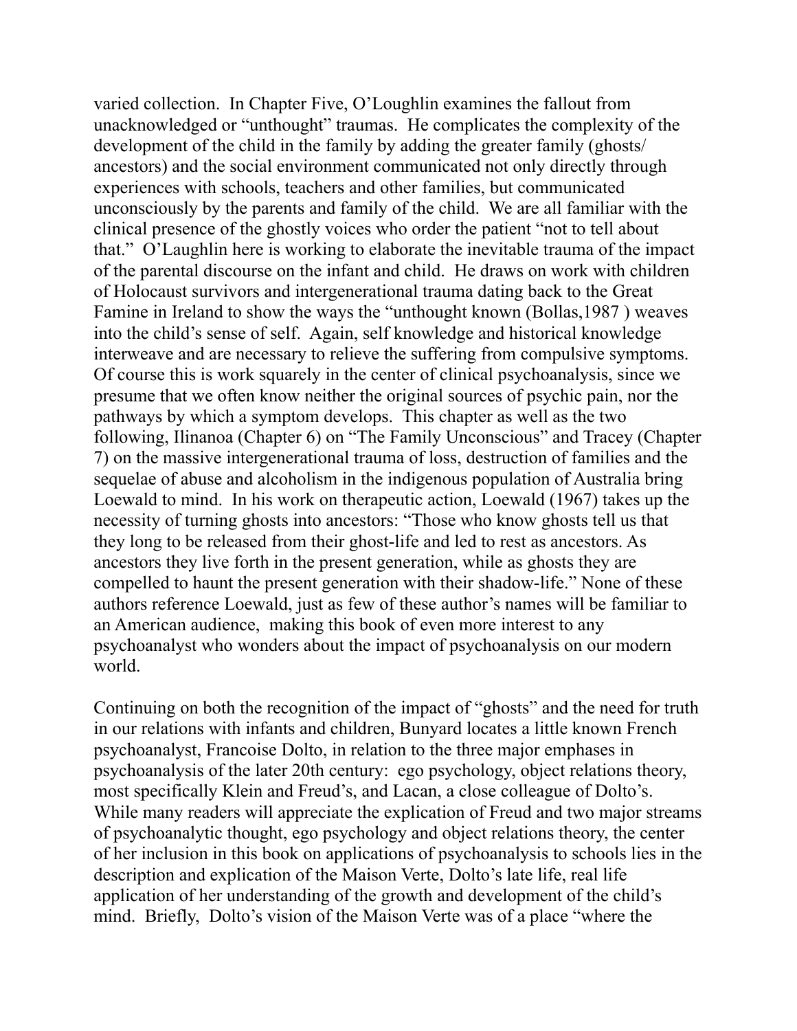varied collection. In Chapter Five, O'Loughlin examines the fallout from unacknowledged or "unthought" traumas. He complicates the complexity of the development of the child in the family by adding the greater family (ghosts/ ancestors) and the social environment communicated not only directly through experiences with schools, teachers and other families, but communicated unconsciously by the parents and family of the child. We are all familiar with the clinical presence of the ghostly voices who order the patient "not to tell about that." O'Laughlin here is working to elaborate the inevitable trauma of the impact of the parental discourse on the infant and child. He draws on work with children of Holocaust survivors and intergenerational trauma dating back to the Great Famine in Ireland to show the ways the "unthought known (Bollas,1987 ) weaves into the child's sense of self. Again, self knowledge and historical knowledge interweave and are necessary to relieve the suffering from compulsive symptoms. Of course this is work squarely in the center of clinical psychoanalysis, since we presume that we often know neither the original sources of psychic pain, nor the pathways by which a symptom develops. This chapter as well as the two following, Ilinanoa (Chapter 6) on "The Family Unconscious" and Tracey (Chapter 7) on the massive intergenerational trauma of loss, destruction of families and the sequelae of abuse and alcoholism in the indigenous population of Australia bring Loewald to mind. In his work on therapeutic action, Loewald (1967) takes up the necessity of turning ghosts into ancestors: "Those who know ghosts tell us that they long to be released from their ghost-life and led to rest as ancestors. As ancestors they live forth in the present generation, while as ghosts they are compelled to haunt the present generation with their shadow-life." None of these authors reference Loewald, just as few of these author's names will be familiar to an American audience, making this book of even more interest to any psychoanalyst who wonders about the impact of psychoanalysis on our modern world.

Continuing on both the recognition of the impact of "ghosts" and the need for truth in our relations with infants and children, Bunyard locates a little known French psychoanalyst, Francoise Dolto, in relation to the three major emphases in psychoanalysis of the later 20th century: ego psychology, object relations theory, most specifically Klein and Freud's, and Lacan, a close colleague of Dolto's. While many readers will appreciate the explication of Freud and two major streams of psychoanalytic thought, ego psychology and object relations theory, the center of her inclusion in this book on applications of psychoanalysis to schools lies in the description and explication of the Maison Verte, Dolto's late life, real life application of her understanding of the growth and development of the child's mind. Briefly, Dolto's vision of the Maison Verte was of a place "where the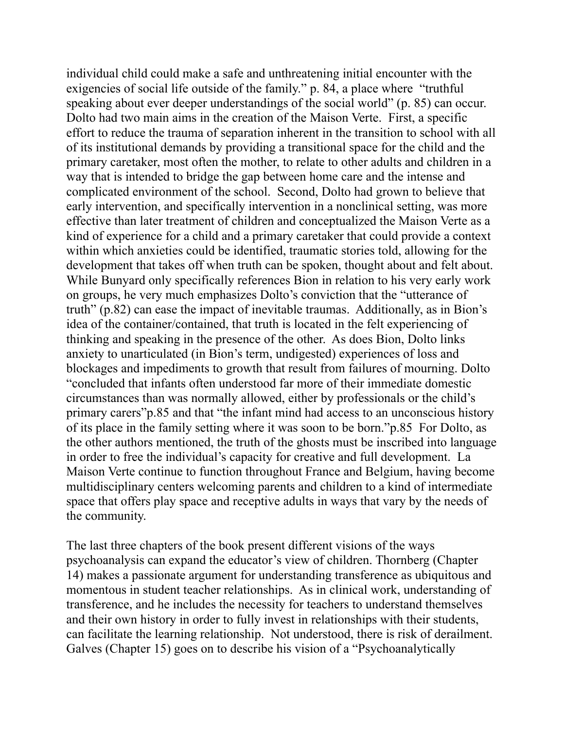individual child could make a safe and unthreatening initial encounter with the exigencies of social life outside of the family." p. 84, a place where "truthful speaking about ever deeper understandings of the social world" (p. 85) can occur. Dolto had two main aims in the creation of the Maison Verte. First, a specific effort to reduce the trauma of separation inherent in the transition to school with all of its institutional demands by providing a transitional space for the child and the primary caretaker, most often the mother, to relate to other adults and children in a way that is intended to bridge the gap between home care and the intense and complicated environment of the school. Second, Dolto had grown to believe that early intervention, and specifically intervention in a nonclinical setting, was more effective than later treatment of children and conceptualized the Maison Verte as a kind of experience for a child and a primary caretaker that could provide a context within which anxieties could be identified, traumatic stories told, allowing for the development that takes off when truth can be spoken, thought about and felt about. While Bunyard only specifically references Bion in relation to his very early work on groups, he very much emphasizes Dolto's conviction that the "utterance of truth" (p.82) can ease the impact of inevitable traumas. Additionally, as in Bion's idea of the container/contained, that truth is located in the felt experiencing of thinking and speaking in the presence of the other. As does Bion, Dolto links anxiety to unarticulated (in Bion's term, undigested) experiences of loss and blockages and impediments to growth that result from failures of mourning. Dolto "concluded that infants often understood far more of their immediate domestic circumstances than was normally allowed, either by professionals or the child's primary carers"p.85 and that "the infant mind had access to an unconscious history of its place in the family setting where it was soon to be born."p.85 For Dolto, as the other authors mentioned, the truth of the ghosts must be inscribed into language in order to free the individual's capacity for creative and full development. La Maison Verte continue to function throughout France and Belgium, having become multidisciplinary centers welcoming parents and children to a kind of intermediate space that offers play space and receptive adults in ways that vary by the needs of the community.

The last three chapters of the book present different visions of the ways psychoanalysis can expand the educator's view of children. Thornberg (Chapter 14) makes a passionate argument for understanding transference as ubiquitous and momentous in student teacher relationships. As in clinical work, understanding of transference, and he includes the necessity for teachers to understand themselves and their own history in order to fully invest in relationships with their students, can facilitate the learning relationship. Not understood, there is risk of derailment. Galves (Chapter 15) goes on to describe his vision of a "Psychoanalytically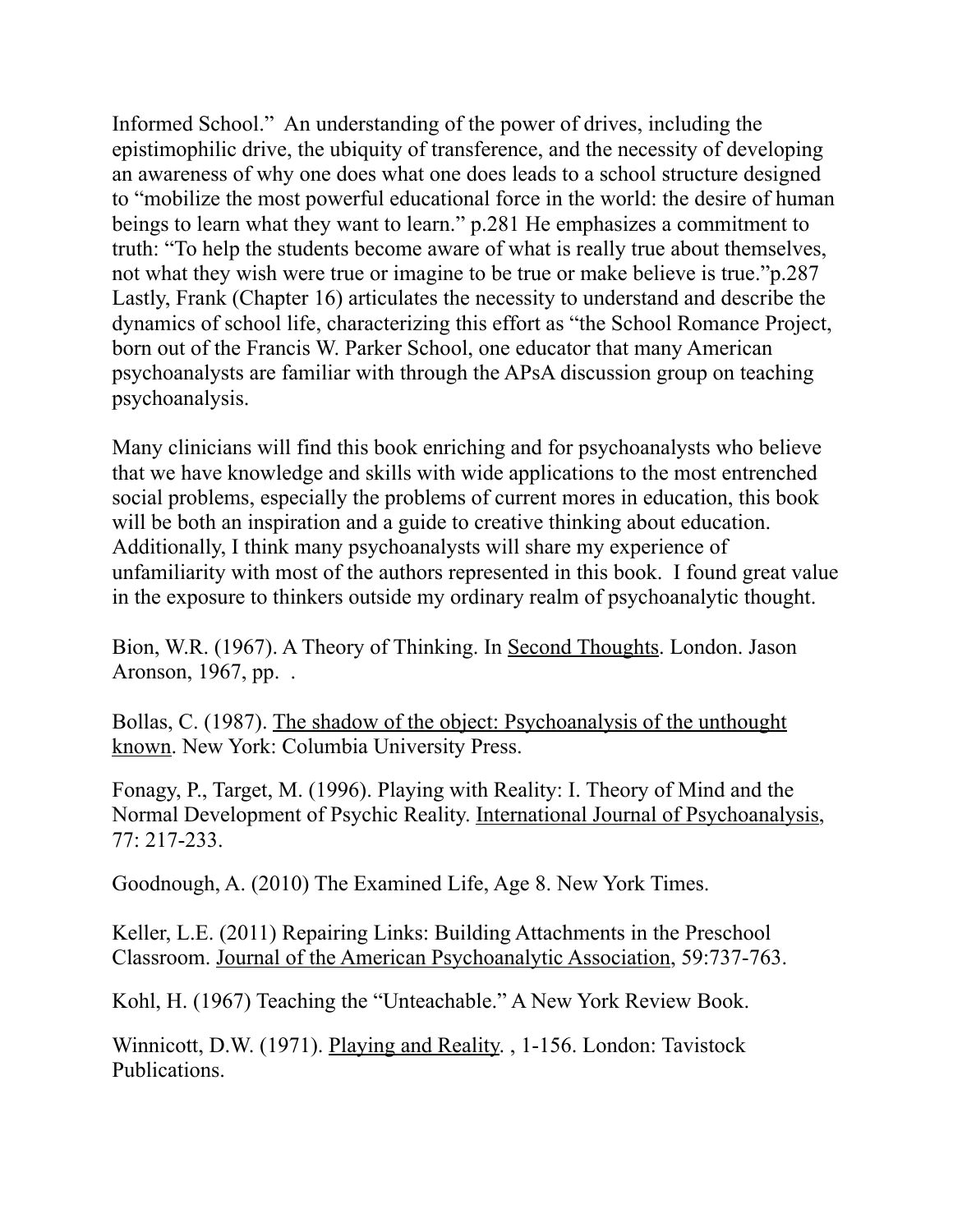Informed School." An understanding of the power of drives, including the epistimophilic drive, the ubiquity of transference, and the necessity of developing an awareness of why one does what one does leads to a school structure designed to "mobilize the most powerful educational force in the world: the desire of human beings to learn what they want to learn." p.281 He emphasizes a commitment to truth: "To help the students become aware of what is really true about themselves, not what they wish were true or imagine to be true or make believe is true."p.287 Lastly, Frank (Chapter 16) articulates the necessity to understand and describe the dynamics of school life, characterizing this effort as "the School Romance Project, born out of the Francis W. Parker School, one educator that many American psychoanalysts are familiar with through the APsA discussion group on teaching psychoanalysis.

Many clinicians will find this book enriching and for psychoanalysts who believe that we have knowledge and skills with wide applications to the most entrenched social problems, especially the problems of current mores in education, this book will be both an inspiration and a guide to creative thinking about education. Additionally, I think many psychoanalysts will share my experience of unfamiliarity with most of the authors represented in this book. I found great value in the exposure to thinkers outside my ordinary realm of psychoanalytic thought.

Bion, W.R. (1967). A Theory of Thinking. In <u>Second Thoughts</u>. London. Jason Aronson, 1967, pp. .

Bollas, C. (1987). <u>The shadow of the object: Psychoanalysis of the unthought known</u>. New York: Columbia University Press.

Fonagy, P., Target, M. (1996). Playing with Reality: I. Theory of Mind and the Normal Development of Psychic Reality. <u>International Journal of Psychoanalysis</u>, 77: 217-233.

Goodnough, A. (2010) The Examined Life, Age 8. New York Times.

Keller, L.E. (2011) Repairing Links: Building Attachments in the Preschool Classroom. <u>Journal of the American Psychoanalytic Association</u>, 59:737-763.

Kohl, H. (1967) Teaching the "Unteachable." A New York Review Book.

Winnicott, D.W. (1971). <u>Playing and Reality</u>. , 1-156. London: Tavistock Publications.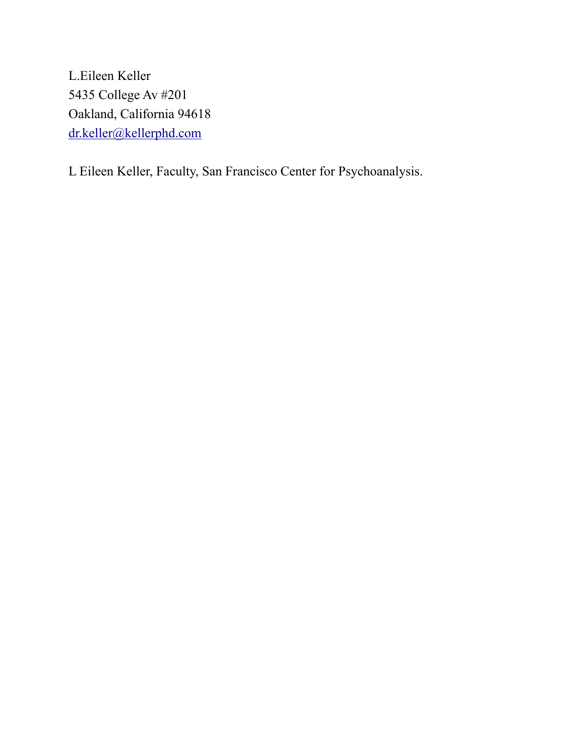L.Eileen Keller
5435 College Av #201
Oakland, California 94618
dr.keller@kellerphd.com

L Eileen Keller, Faculty, San Francisco Center for Psychoanalysis.